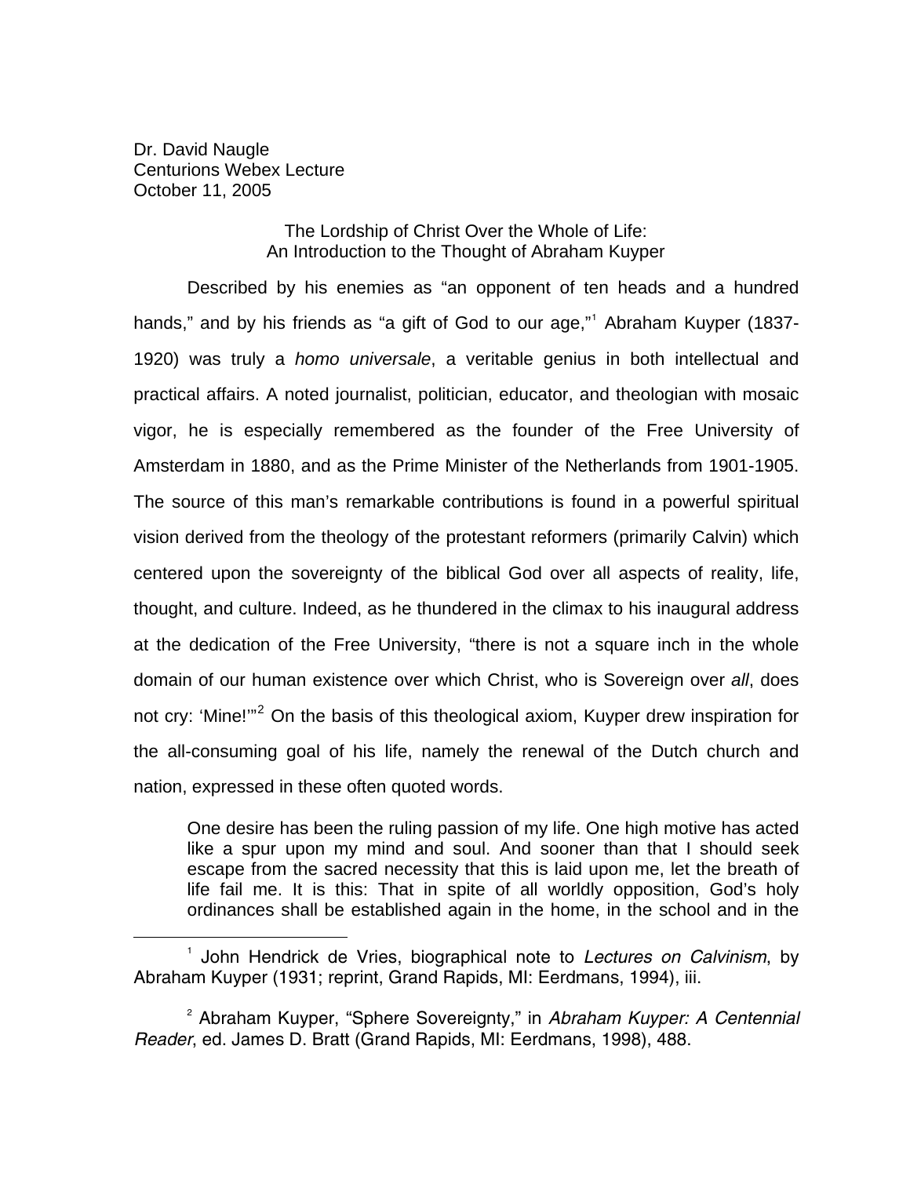Dr. David Naugle
Centurions Webex Lecture
October 11, 2005

# The Lordship of Christ Over the Whole of Life: An Introduction to the Thought of Abraham Kuyper

Described by his enemies as "an opponent of ten heads and a hundred hands," and by his friends as "a gift of God to our age,"[1] Abraham Kuyper (1837-1920) was truly a *homo universale*, a veritable genius in both intellectual and practical affairs. A noted journalist, politician, educator, and theologian with mosaic vigor, he is especially remembered as the founder of the Free University of Amsterdam in 1880, and as the Prime Minister of the Netherlands from 1901-1905. The source of this man's remarkable contributions is found in a powerful spiritual vision derived from the theology of the protestant reformers (primarily Calvin) which centered upon the sovereignty of the biblical God over all aspects of reality, life, thought, and culture. Indeed, as he thundered in the climax to his inaugural address at the dedication of the Free University, "there is not a square inch in the whole domain of our human existence over which Christ, who is Sovereign over *all*, does not cry: 'Mine!'"[2] On the basis of this theological axiom, Kuyper drew inspiration for the all-consuming goal of his life, namely the renewal of the Dutch church and nation, expressed in these often quoted words.

> One desire has been the ruling passion of my life. One high motive has acted like a spur upon my mind and soul. And sooner than that I should seek escape from the sacred necessity that this is laid upon me, let the breath of life fail me. It is this: That in spite of all worldly opposition, God's holy ordinances shall be established again in the home, in the school and in the

---

[1] John Hendrick de Vries, biographical note to *Lectures on Calvinism*, by Abraham Kuyper (1931; reprint, Grand Rapids, MI: Eerdmans, 1994), iii.

[2] Abraham Kuyper, "Sphere Sovereignty," in *Abraham Kuyper: A Centennial Reader*, ed. James D. Bratt (Grand Rapids, MI: Eerdmans, 1998), 488.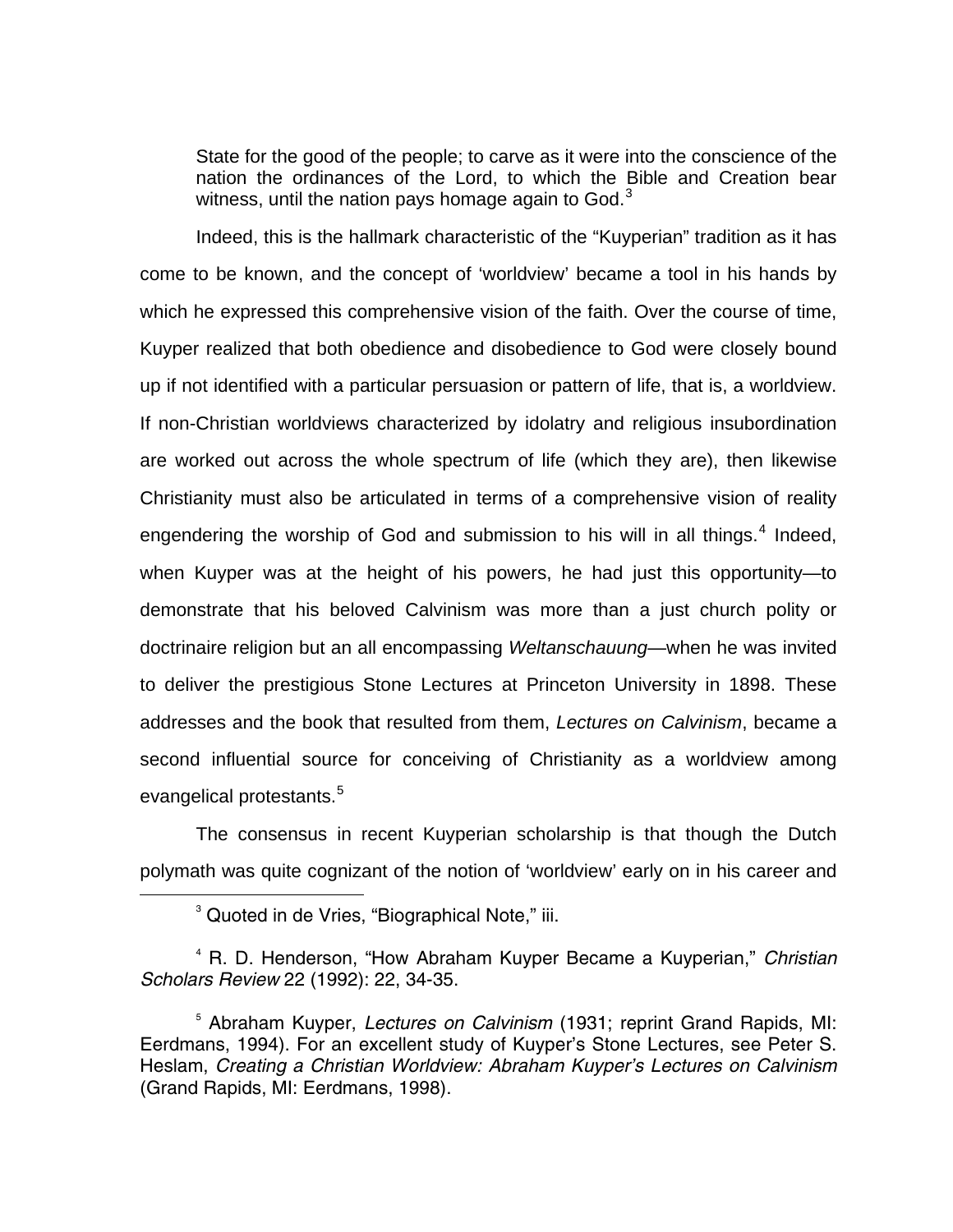> State for the good of the people; to carve as it were into the conscience of the nation the ordinances of the Lord, to which the Bible and Creation bear witness, until the nation pays homage again to God.[3]

Indeed, this is the hallmark characteristic of the "Kuyperian" tradition as it has come to be known, and the concept of 'worldview' became a tool in his hands by which he expressed this comprehensive vision of the faith. Over the course of time, Kuyper realized that both obedience and disobedience to God were closely bound up if not identified with a particular persuasion or pattern of life, that is, a worldview. If non-Christian worldviews characterized by idolatry and religious insubordination are worked out across the whole spectrum of life (which they are), then likewise Christianity must also be articulated in terms of a comprehensive vision of reality engendering the worship of God and submission to his will in all things.[4] Indeed, when Kuyper was at the height of his powers, he had just this opportunity—to demonstrate that his beloved Calvinism was more than a just church polity or doctrinaire religion but an all encompassing *Weltanschauung*—when he was invited to deliver the prestigious Stone Lectures at Princeton University in 1898. These addresses and the book that resulted from them, *Lectures on Calvinism*, became a second influential source for conceiving of Christianity as a worldview among evangelical protestants.[5]

The consensus in recent Kuyperian scholarship is that though the Dutch polymath was quite cognizant of the notion of 'worldview' early on in his career and

---

[3] Quoted in de Vries, "Biographical Note," iii.

[4] R. D. Henderson, "How Abraham Kuyper Became a Kuyperian," *Christian Scholars Review* 22 (1992): 22, 34-35.

[5] Abraham Kuyper, *Lectures on Calvinism* (1931; reprint Grand Rapids, MI: Eerdmans, 1994). For an excellent study of Kuyper's Stone Lectures, see Peter S. Heslam, *Creating a Christian Worldview: Abraham Kuyper's Lectures on Calvinism* (Grand Rapids, MI: Eerdmans, 1998).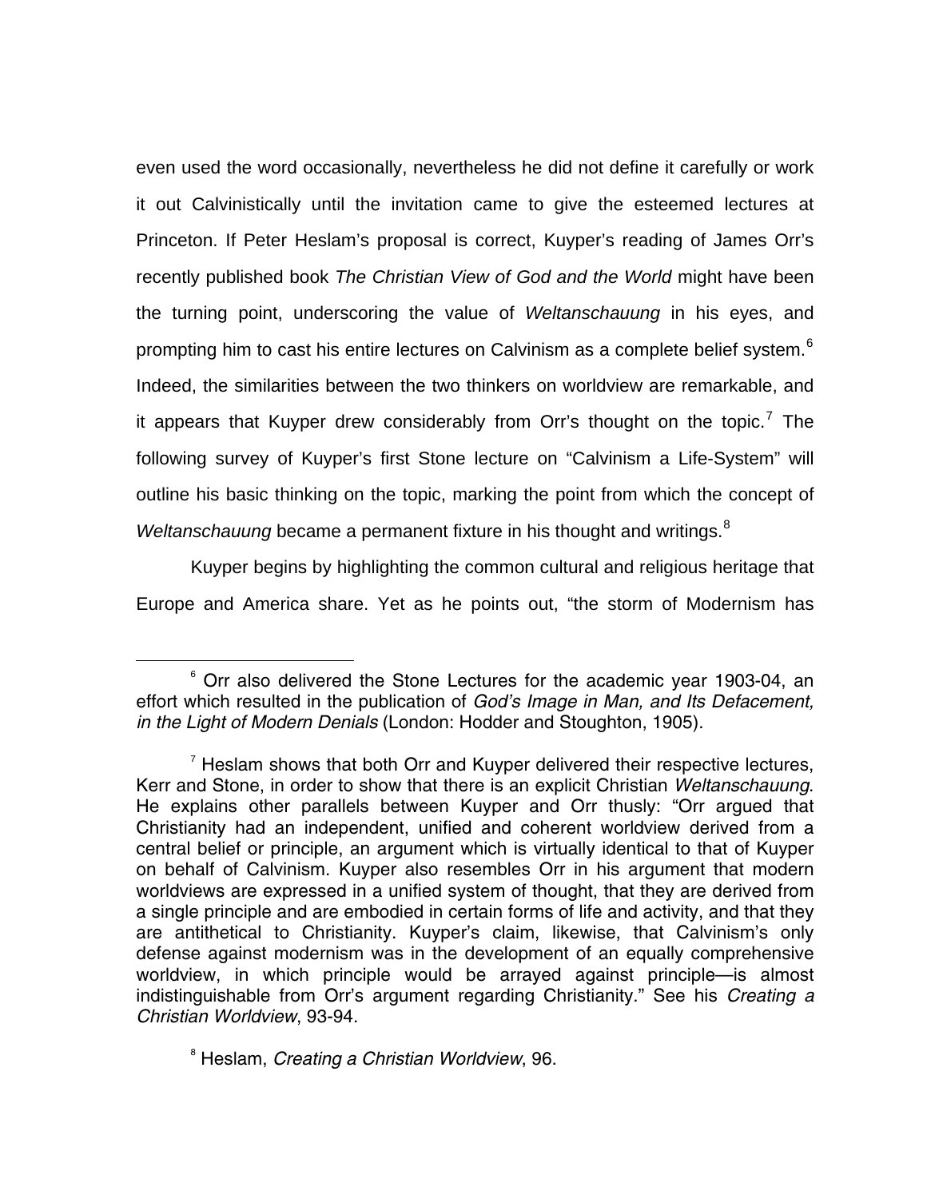even used the word occasionally, nevertheless he did not define it carefully or work it out Calvinistically until the invitation came to give the esteemed lectures at Princeton. If Peter Heslam's proposal is correct, Kuyper's reading of James Orr's recently published book *The Christian View of God and the World* might have been the turning point, underscoring the value of *Weltanschauung* in his eyes, and prompting him to cast his entire lectures on Calvinism as a complete belief system.[6] Indeed, the similarities between the two thinkers on worldview are remarkable, and it appears that Kuyper drew considerably from Orr's thought on the topic.[7] The following survey of Kuyper's first Stone lecture on "Calvinism a Life-System" will outline his basic thinking on the topic, marking the point from which the concept of *Weltanschauung* became a permanent fixture in his thought and writings.[8]

Kuyper begins by highlighting the common cultural and religious heritage that Europe and America share. Yet as he points out, "the storm of Modernism has

---

[6] Orr also delivered the Stone Lectures for the academic year 1903-04, an effort which resulted in the publication of *God's Image in Man, and Its Defacement, in the Light of Modern Denials* (London: Hodder and Stoughton, 1905).

[7] Heslam shows that both Orr and Kuyper delivered their respective lectures, Kerr and Stone, in order to show that there is an explicit Christian *Weltanschauung*. He explains other parallels between Kuyper and Orr thusly: "Orr argued that Christianity had an independent, unified and coherent worldview derived from a central belief or principle, an argument which is virtually identical to that of Kuyper on behalf of Calvinism. Kuyper also resembles Orr in his argument that modern worldviews are expressed in a unified system of thought, that they are derived from a single principle and are embodied in certain forms of life and activity, and that they are antithetical to Christianity. Kuyper's claim, likewise, that Calvinism's only defense against modernism was in the development of an equally comprehensive worldview, in which principle would be arrayed against principle—is almost indistinguishable from Orr's argument regarding Christianity." See his *Creating a Christian Worldview*, 93-94.

[8] Heslam, *Creating a Christian Worldview*, 96.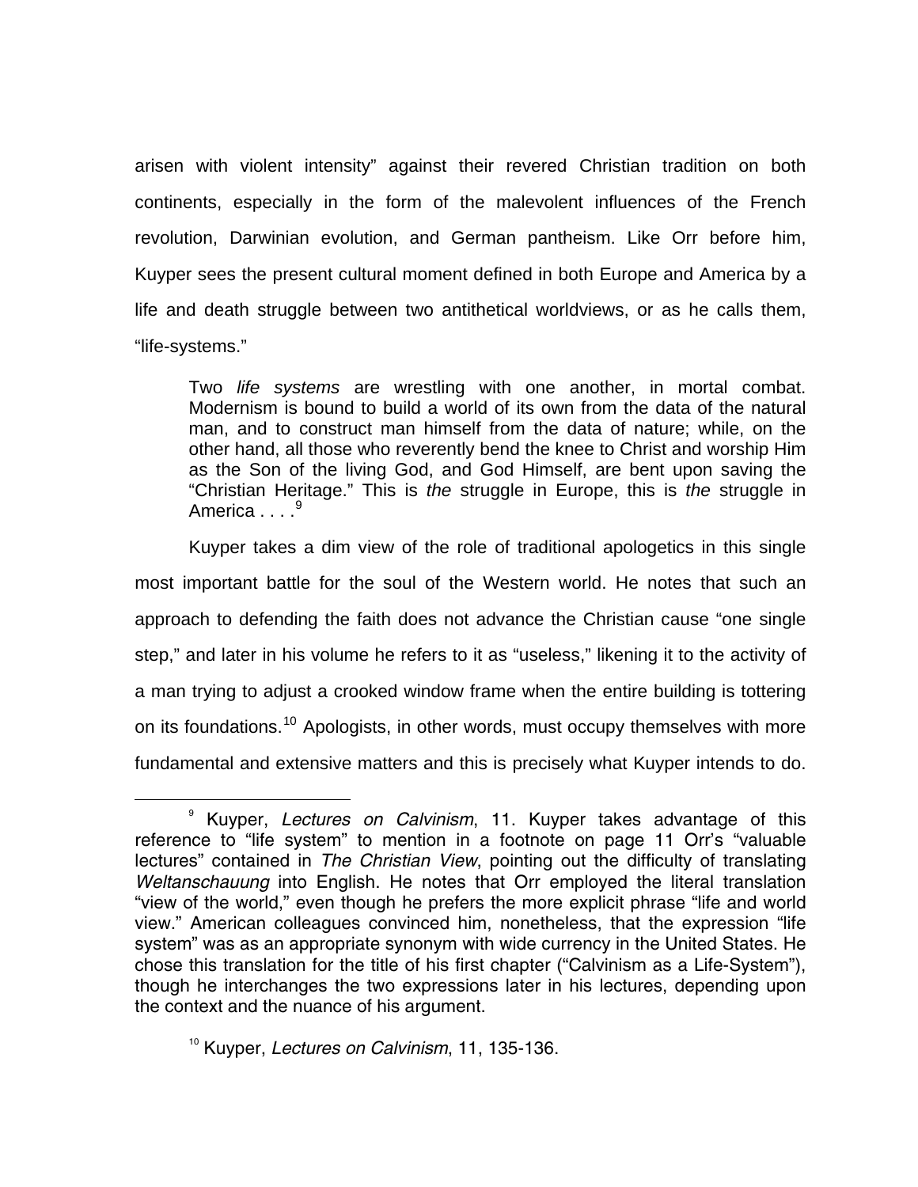arisen with violent intensity" against their revered Christian tradition on both continents, especially in the form of the malevolent influences of the French revolution, Darwinian evolution, and German pantheism. Like Orr before him, Kuyper sees the present cultural moment defined in both Europe and America by a life and death struggle between two antithetical worldviews, or as he calls them, "life-systems."

> Two *life systems* are wrestling with one another, in mortal combat. Modernism is bound to build a world of its own from the data of the natural man, and to construct man himself from the data of nature; while, on the other hand, all those who reverently bend the knee to Christ and worship Him as the Son of the living God, and God Himself, are bent upon saving the "Christian Heritage." This is *the* struggle in Europe, this is *the* struggle in America . . . .[9]

Kuyper takes a dim view of the role of traditional apologetics in this single most important battle for the soul of the Western world. He notes that such an approach to defending the faith does not advance the Christian cause "one single step," and later in his volume he refers to it as "useless," likening it to the activity of a man trying to adjust a crooked window frame when the entire building is tottering on its foundations.[10] Apologists, in other words, must occupy themselves with more fundamental and extensive matters and this is precisely what Kuyper intends to do.

---

[9] Kuyper, *Lectures on Calvinism*, 11. Kuyper takes advantage of this reference to "life system" to mention in a footnote on page 11 Orr's "valuable lectures" contained in *The Christian View*, pointing out the difficulty of translating *Weltanschauung* into English. He notes that Orr employed the literal translation "view of the world," even though he prefers the more explicit phrase "life and world view." American colleagues convinced him, nonetheless, that the expression "life system" was as an appropriate synonym with wide currency in the United States. He chose this translation for the title of his first chapter ("Calvinism as a Life-System"), though he interchanges the two expressions later in his lectures, depending upon the context and the nuance of his argument.

[10] Kuyper, *Lectures on Calvinism*, 11, 135-136.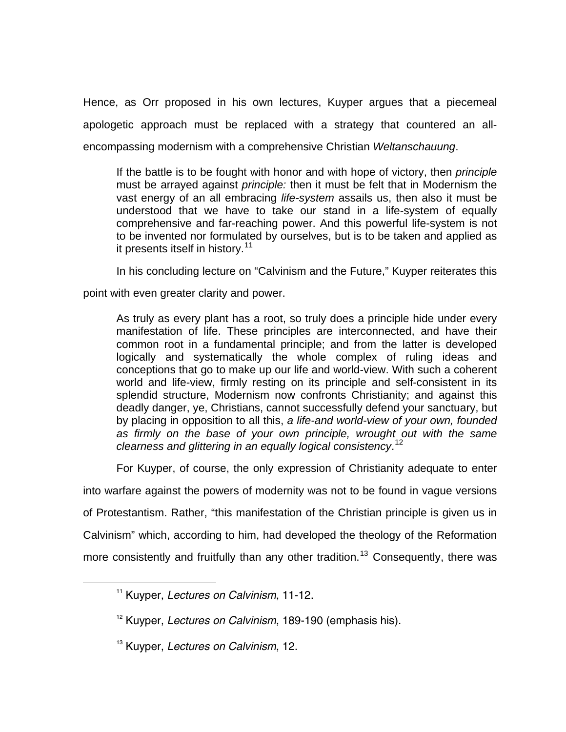Hence, as Orr proposed in his own lectures, Kuyper argues that a piecemeal apologetic approach must be replaced with a strategy that countered an all-encompassing modernism with a comprehensive Christian *Weltanschauung*.

> If the battle is to be fought with honor and with hope of victory, then *principle* must be arrayed against *principle:* then it must be felt that in Modernism the vast energy of an all embracing *life-system* assails us, then also it must be understood that we have to take our stand in a life-system of equally comprehensive and far-reaching power. And this powerful life-system is not to be invented nor formulated by ourselves, but is to be taken and applied as it presents itself in history.[11]

In his concluding lecture on "Calvinism and the Future," Kuyper reiterates this point with even greater clarity and power.

> As truly as every plant has a root, so truly does a principle hide under every manifestation of life. These principles are interconnected, and have their common root in a fundamental principle; and from the latter is developed logically and systematically the whole complex of ruling ideas and conceptions that go to make up our life and world-view. With such a coherent world and life-view, firmly resting on its principle and self-consistent in its splendid structure, Modernism now confronts Christianity; and against this deadly danger, ye, Christians, cannot successfully defend your sanctuary, but by placing in opposition to all this, *a life-and world-view of your own, founded as firmly on the base of your own principle, wrought out with the same clearness and glittering in an equally logical consistency*.[12]

For Kuyper, of course, the only expression of Christianity adequate to enter into warfare against the powers of modernity was not to be found in vague versions of Protestantism. Rather, "this manifestation of the Christian principle is given us in Calvinism" which, according to him, had developed the theology of the Reformation more consistently and fruitfully than any other tradition.[13] Consequently, there was

---

[11] Kuyper, *Lectures on Calvinism*, 11-12.

[12] Kuyper, *Lectures on Calvinism*, 189-190 (emphasis his).

[13] Kuyper, *Lectures on Calvinism*, 12.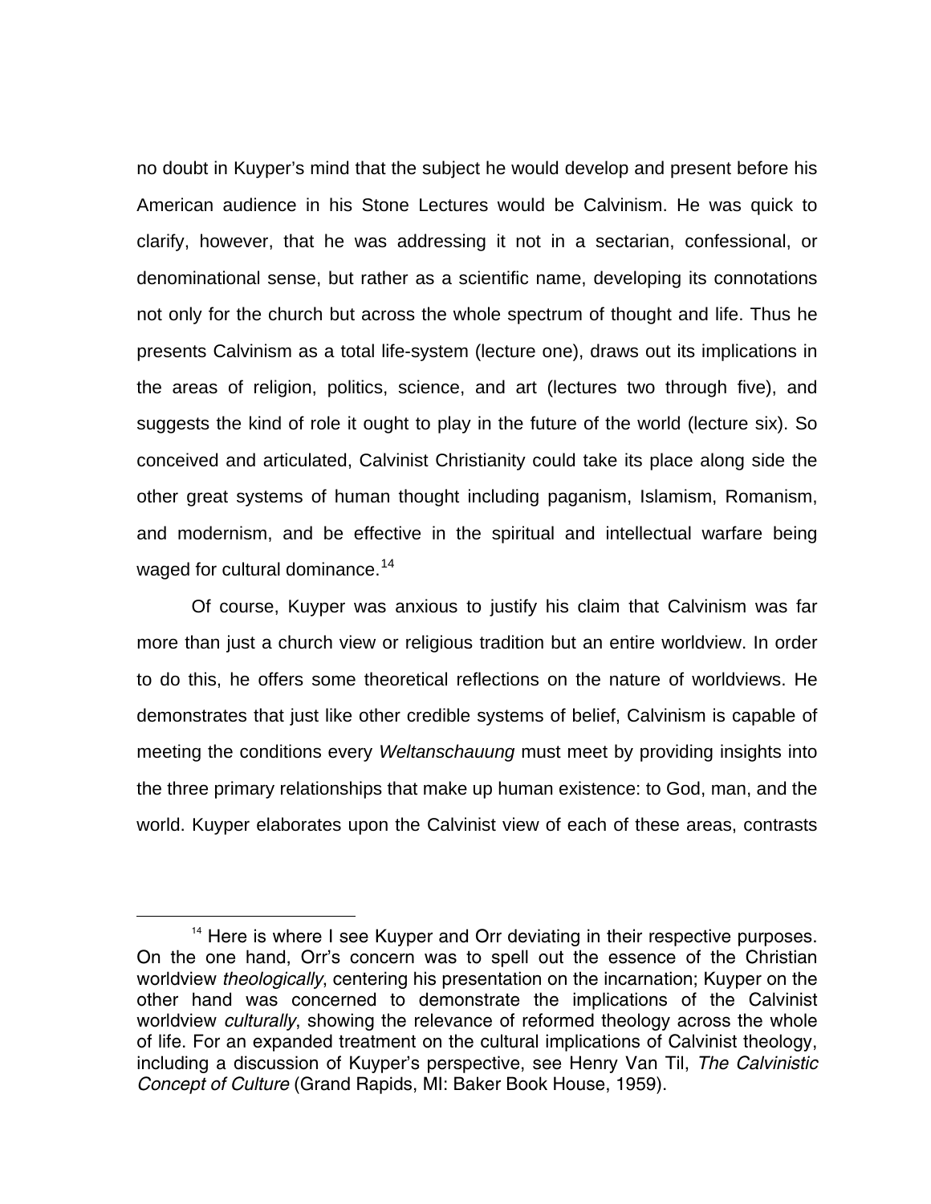no doubt in Kuyper's mind that the subject he would develop and present before his American audience in his Stone Lectures would be Calvinism. He was quick to clarify, however, that he was addressing it not in a sectarian, confessional, or denominational sense, but rather as a scientific name, developing its connotations not only for the church but across the whole spectrum of thought and life. Thus he presents Calvinism as a total life-system (lecture one), draws out its implications in the areas of religion, politics, science, and art (lectures two through five), and suggests the kind of role it ought to play in the future of the world (lecture six). So conceived and articulated, Calvinist Christianity could take its place along side the other great systems of human thought including paganism, Islamism, Romanism, and modernism, and be effective in the spiritual and intellectual warfare being waged for cultural dominance.[14]

Of course, Kuyper was anxious to justify his claim that Calvinism was far more than just a church view or religious tradition but an entire worldview. In order to do this, he offers some theoretical reflections on the nature of worldviews. He demonstrates that just like other credible systems of belief, Calvinism is capable of meeting the conditions every *Weltanschauung* must meet by providing insights into the three primary relationships that make up human existence: to God, man, and the world. Kuyper elaborates upon the Calvinist view of each of these areas, contrasts

---

[14] Here is where I see Kuyper and Orr deviating in their respective purposes. On the one hand, Orr's concern was to spell out the essence of the Christian worldview *theologically*, centering his presentation on the incarnation; Kuyper on the other hand was concerned to demonstrate the implications of the Calvinist worldview *culturally*, showing the relevance of reformed theology across the whole of life. For an expanded treatment on the cultural implications of Calvinist theology, including a discussion of Kuyper's perspective, see Henry Van Til, *The Calvinistic Concept of Culture* (Grand Rapids, MI: Baker Book House, 1959).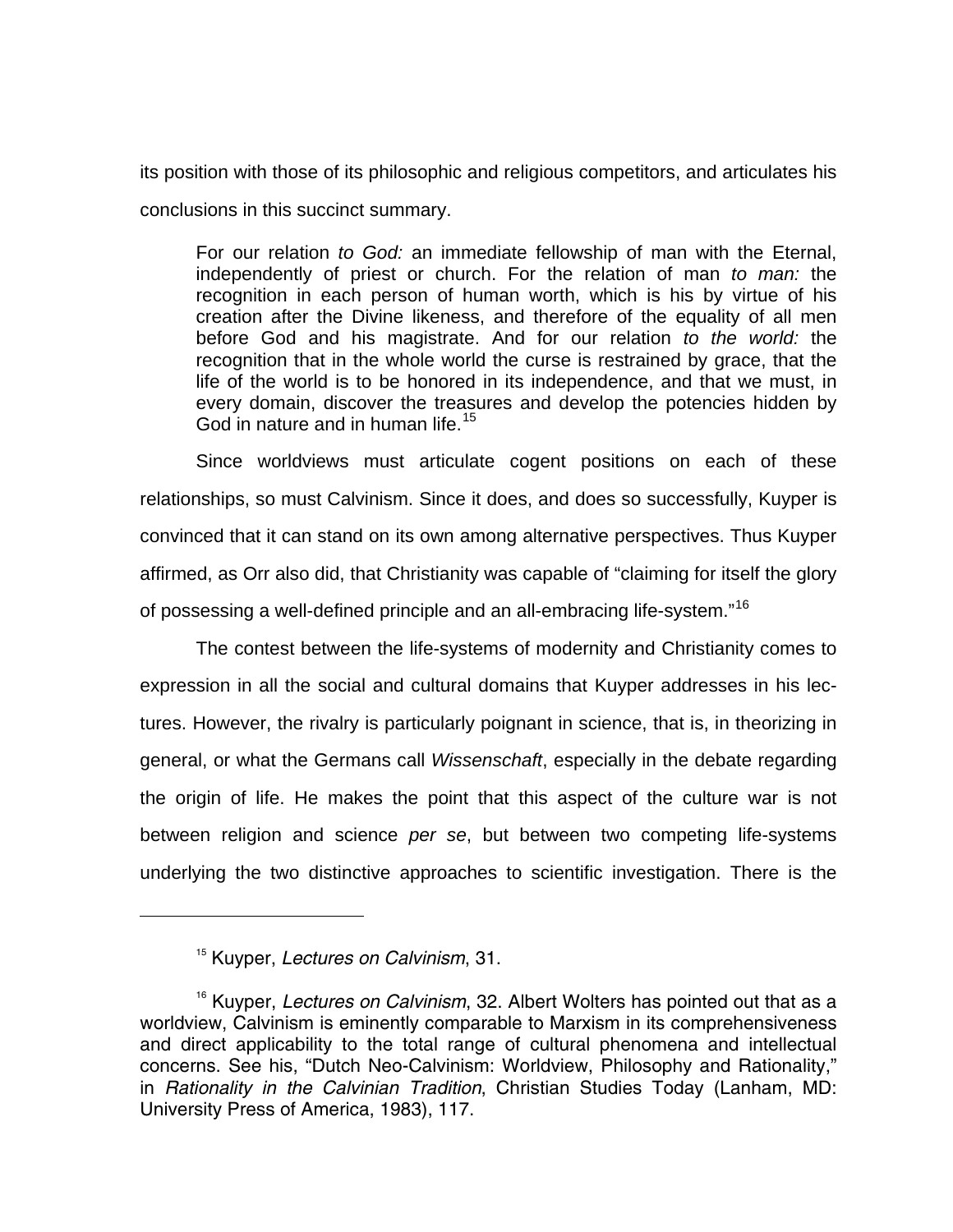its position with those of its philosophic and religious competitors, and articulates his conclusions in this succinct summary.

> For our relation *to God:* an immediate fellowship of man with the Eternal, independently of priest or church. For the relation of man *to man:* the recognition in each person of human worth, which is his by virtue of his creation after the Divine likeness, and therefore of the equality of all men before God and his magistrate. And for our relation *to the world:* the recognition that in the whole world the curse is restrained by grace, that the life of the world is to be honored in its independence, and that we must, in every domain, discover the treasures and develop the potencies hidden by God in nature and in human life.[15]

Since worldviews must articulate cogent positions on each of these relationships, so must Calvinism. Since it does, and does so successfully, Kuyper is convinced that it can stand on its own among alternative perspectives. Thus Kuyper affirmed, as Orr also did, that Christianity was capable of "claiming for itself the glory of possessing a well-defined principle and an all-embracing life-system."[16]

The contest between the life-systems of modernity and Christianity comes to expression in all the social and cultural domains that Kuyper addresses in his lectures. However, the rivalry is particularly poignant in science, that is, in theorizing in general, or what the Germans call *Wissenschaft*, especially in the debate regarding the origin of life. He makes the point that this aspect of the culture war is not between religion and science *per se*, but between two competing life-systems underlying the two distinctive approaches to scientific investigation. There is the

---

[15] Kuyper, *Lectures on Calvinism*, 31.

[16] Kuyper, *Lectures on Calvinism*, 32. Albert Wolters has pointed out that as a worldview, Calvinism is eminently comparable to Marxism in its comprehensiveness and direct applicability to the total range of cultural phenomena and intellectual concerns. See his, "Dutch Neo-Calvinism: Worldview, Philosophy and Rationality," in *Rationality in the Calvinian Tradition*, Christian Studies Today (Lanham, MD: University Press of America, 1983), 117.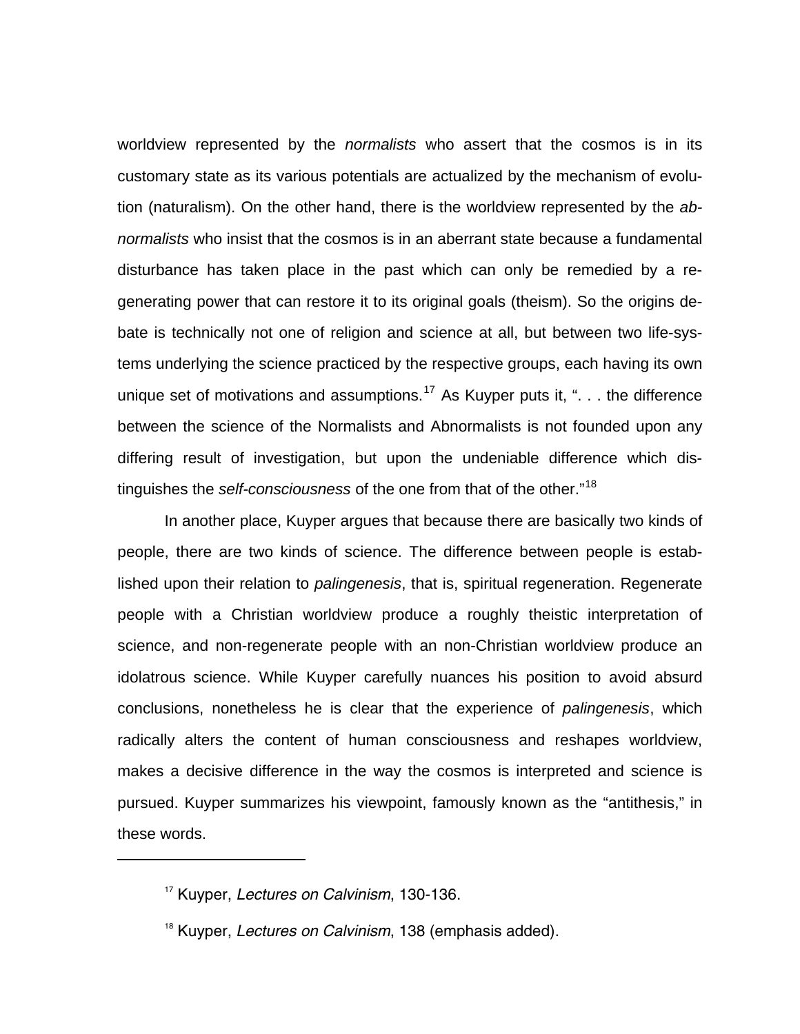worldview represented by the *normalists* who assert that the cosmos is in its customary state as its various potentials are actualized by the mechanism of evolution (naturalism). On the other hand, there is the worldview represented by the *abnormalists* who insist that the cosmos is in an aberrant state because a fundamental disturbance has taken place in the past which can only be remedied by a regenerating power that can restore it to its original goals (theism). So the origins debate is technically not one of religion and science at all, but between two life-systems underlying the science practiced by the respective groups, each having its own unique set of motivations and assumptions.[17] As Kuyper puts it, ". . . the difference between the science of the Normalists and Abnormalists is not founded upon any differing result of investigation, but upon the undeniable difference which distinguishes the *self-consciousness* of the one from that of the other."[18]

In another place, Kuyper argues that because there are basically two kinds of people, there are two kinds of science. The difference between people is established upon their relation to *palingenesis*, that is, spiritual regeneration. Regenerate people with a Christian worldview produce a roughly theistic interpretation of science, and non-regenerate people with an non-Christian worldview produce an idolatrous science. While Kuyper carefully nuances his position to avoid absurd conclusions, nonetheless he is clear that the experience of *palingenesis*, which radically alters the content of human consciousness and reshapes worldview, makes a decisive difference in the way the cosmos is interpreted and science is pursued. Kuyper summarizes his viewpoint, famously known as the "antithesis," in these words.

---

[17] Kuyper, *Lectures on Calvinism*, 130-136.

[18] Kuyper, *Lectures on Calvinism*, 138 (emphasis added).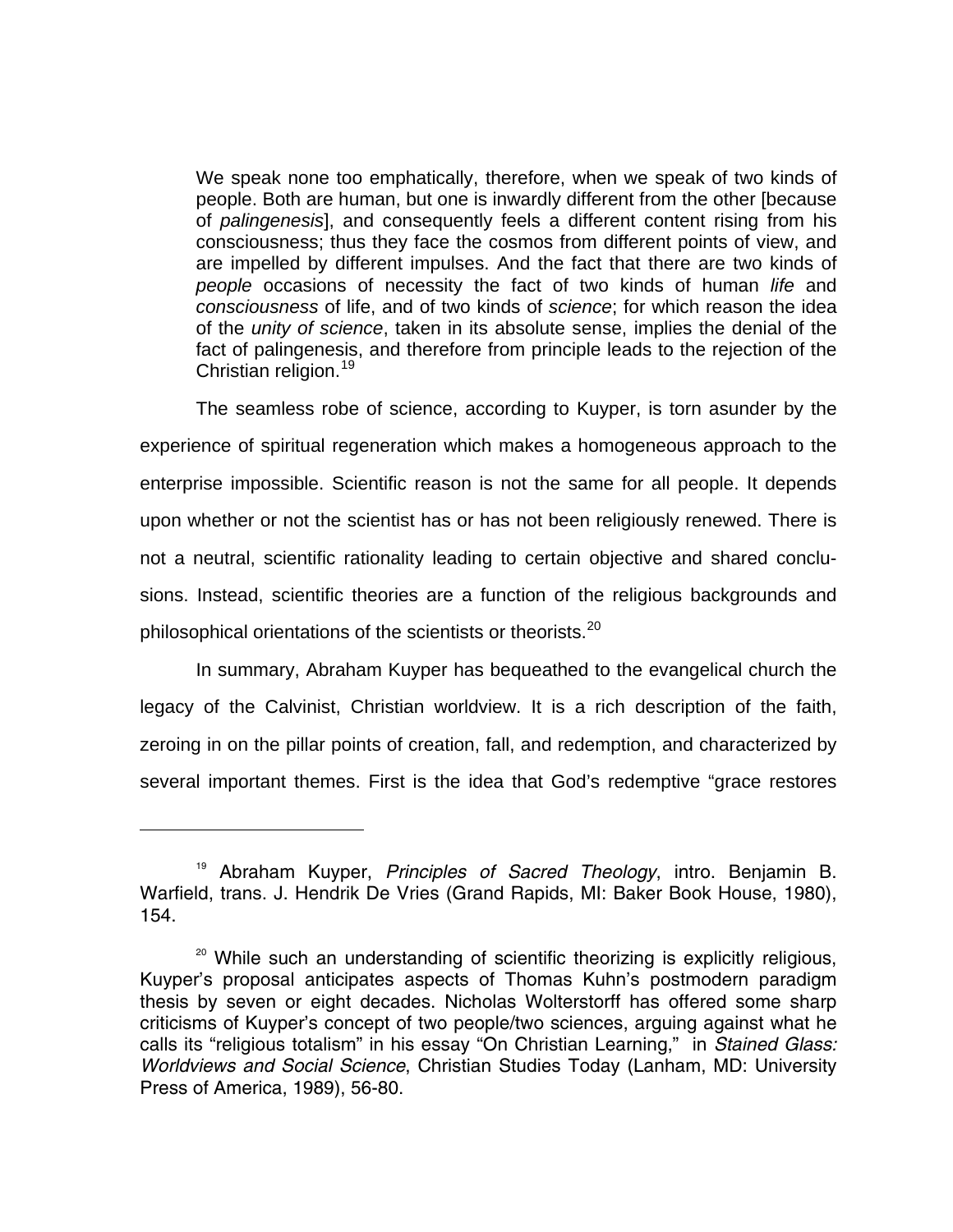> We speak none too emphatically, therefore, when we speak of two kinds of people. Both are human, but one is inwardly different from the other [because of *palingenesis*], and consequently feels a different content rising from his consciousness; thus they face the cosmos from different points of view, and are impelled by different impulses. And the fact that there are two kinds of *people* occasions of necessity the fact of two kinds of human *life* and *consciousness* of life, and of two kinds of *science*; for which reason the idea of the *unity of science*, taken in its absolute sense, implies the denial of the fact of palingenesis, and therefore from principle leads to the rejection of the Christian religion.[19]

The seamless robe of science, according to Kuyper, is torn asunder by the experience of spiritual regeneration which makes a homogeneous approach to the enterprise impossible. Scientific reason is not the same for all people. It depends upon whether or not the scientist has or has not been religiously renewed. There is not a neutral, scientific rationality leading to certain objective and shared conclusions. Instead, scientific theories are a function of the religious backgrounds and philosophical orientations of the scientists or theorists.[20]

In summary, Abraham Kuyper has bequeathed to the evangelical church the legacy of the Calvinist, Christian worldview. It is a rich description of the faith, zeroing in on the pillar points of creation, fall, and redemption, and characterized by several important themes. First is the idea that God's redemptive "grace restores

---

[19] Abraham Kuyper, *Principles of Sacred Theology*, intro. Benjamin B. Warfield, trans. J. Hendrik De Vries (Grand Rapids, MI: Baker Book House, 1980), 154.

[20] While such an understanding of scientific theorizing is explicitly religious, Kuyper's proposal anticipates aspects of Thomas Kuhn's postmodern paradigm thesis by seven or eight decades. Nicholas Wolterstorff has offered some sharp criticisms of Kuyper's concept of two people/two sciences, arguing against what he calls its "religious totalism" in his essay "On Christian Learning," in *Stained Glass: Worldviews and Social Science*, Christian Studies Today (Lanham, MD: University Press of America, 1989), 56-80.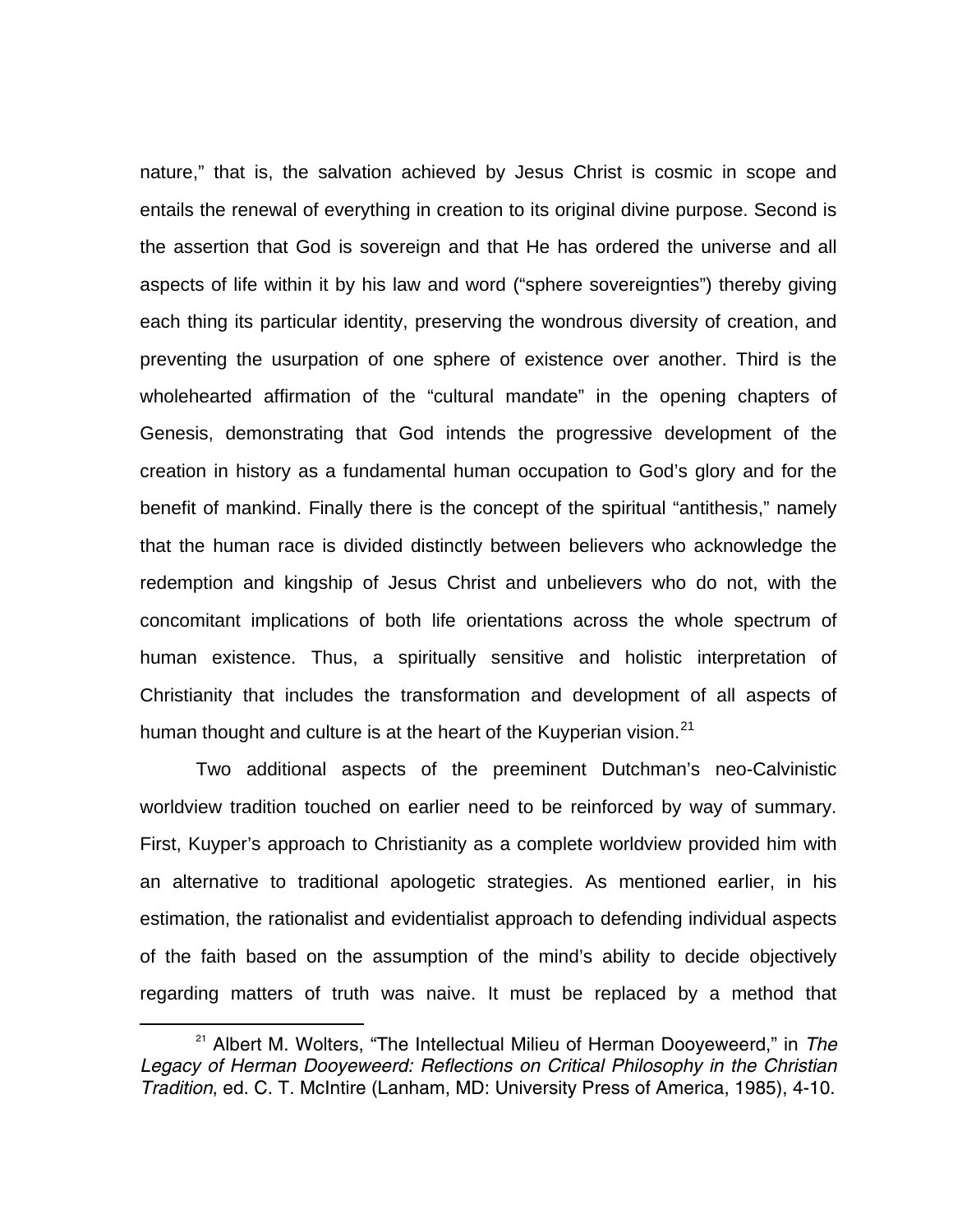nature," that is, the salvation achieved by Jesus Christ is cosmic in scope and entails the renewal of everything in creation to its original divine purpose. Second is the assertion that God is sovereign and that He has ordered the universe and all aspects of life within it by his law and word ("sphere sovereignties") thereby giving each thing its particular identity, preserving the wondrous diversity of creation, and preventing the usurpation of one sphere of existence over another. Third is the wholehearted affirmation of the "cultural mandate" in the opening chapters of Genesis, demonstrating that God intends the progressive development of the creation in history as a fundamental human occupation to God's glory and for the benefit of mankind. Finally there is the concept of the spiritual "antithesis," namely that the human race is divided distinctly between believers who acknowledge the redemption and kingship of Jesus Christ and unbelievers who do not, with the concomitant implications of both life orientations across the whole spectrum of human existence. Thus, a spiritually sensitive and holistic interpretation of Christianity that includes the transformation and development of all aspects of human thought and culture is at the heart of the Kuyperian vision.[21]

Two additional aspects of the preeminent Dutchman's neo-Calvinistic worldview tradition touched on earlier need to be reinforced by way of summary. First, Kuyper's approach to Christianity as a complete worldview provided him with an alternative to traditional apologetic strategies. As mentioned earlier, in his estimation, the rationalist and evidentialist approach to defending individual aspects of the faith based on the assumption of the mind's ability to decide objectively regarding matters of truth was naive. It must be replaced by a method that

---

[21] Albert M. Wolters, "The Intellectual Milieu of Herman Dooyeweerd," in *The Legacy of Herman Dooyeweerd: Reflections on Critical Philosophy in the Christian Tradition*, ed. C. T. McIntire (Lanham, MD: University Press of America, 1985), 4-10.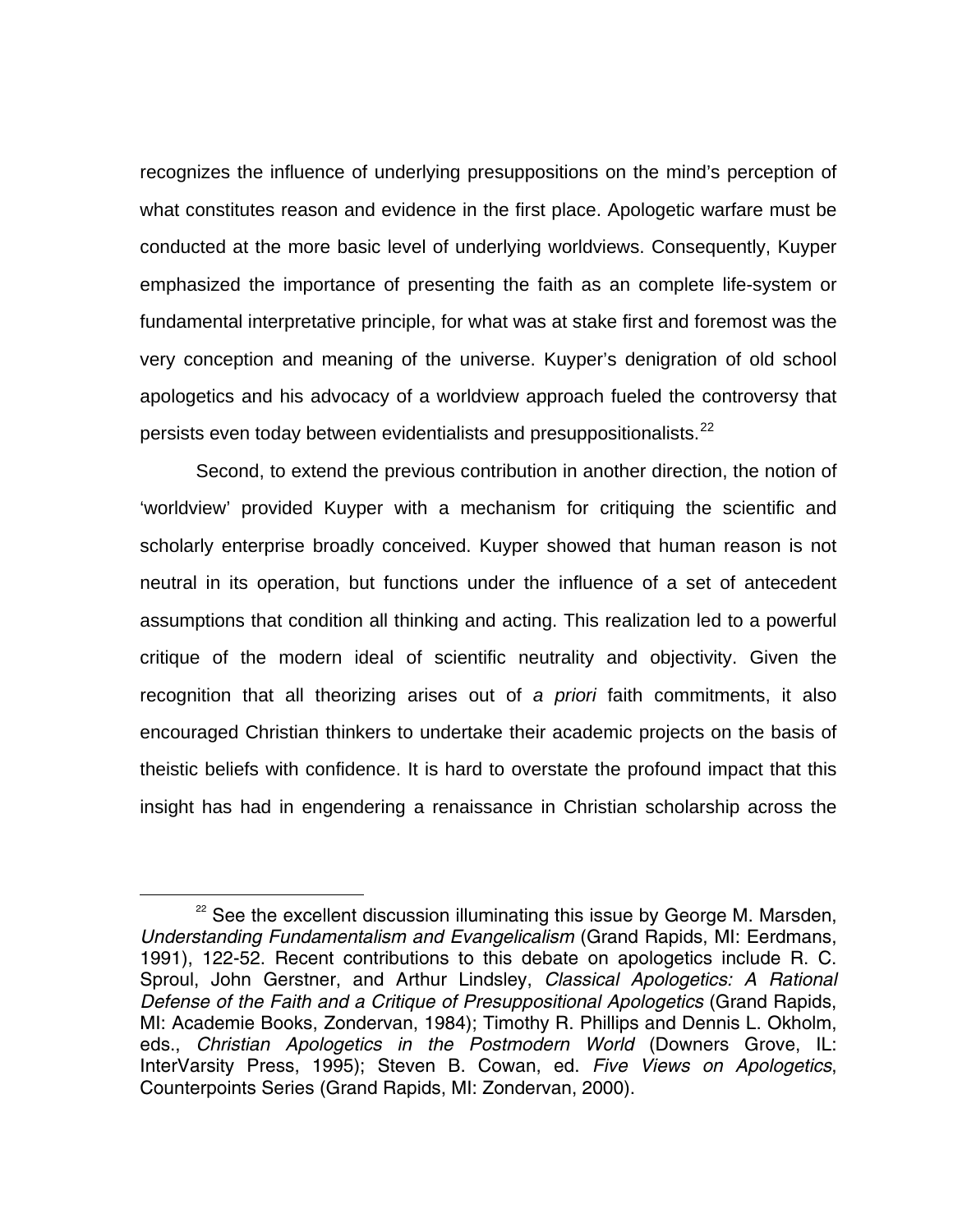recognizes the influence of underlying presuppositions on the mind's perception of what constitutes reason and evidence in the first place. Apologetic warfare must be conducted at the more basic level of underlying worldviews. Consequently, Kuyper emphasized the importance of presenting the faith as an complete life-system or fundamental interpretative principle, for what was at stake first and foremost was the very conception and meaning of the universe. Kuyper's denigration of old school apologetics and his advocacy of a worldview approach fueled the controversy that persists even today between evidentialists and presuppositionalists.[22]

Second, to extend the previous contribution in another direction, the notion of 'worldview' provided Kuyper with a mechanism for critiquing the scientific and scholarly enterprise broadly conceived. Kuyper showed that human reason is not neutral in its operation, but functions under the influence of a set of antecedent assumptions that condition all thinking and acting. This realization led to a powerful critique of the modern ideal of scientific neutrality and objectivity. Given the recognition that all theorizing arises out of *a priori* faith commitments, it also encouraged Christian thinkers to undertake their academic projects on the basis of theistic beliefs with confidence. It is hard to overstate the profound impact that this insight has had in engendering a renaissance in Christian scholarship across the

---

[22] See the excellent discussion illuminating this issue by George M. Marsden, *Understanding Fundamentalism and Evangelicalism* (Grand Rapids, MI: Eerdmans, 1991), 122-52. Recent contributions to this debate on apologetics include R. C. Sproul, John Gerstner, and Arthur Lindsley, *Classical Apologetics: A Rational Defense of the Faith and a Critique of Presuppositional Apologetics* (Grand Rapids, MI: Academie Books, Zondervan, 1984); Timothy R. Phillips and Dennis L. Okholm, eds., *Christian Apologetics in the Postmodern World* (Downers Grove, IL: InterVarsity Press, 1995); Steven B. Cowan, ed. *Five Views on Apologetics*, Counterpoints Series (Grand Rapids, MI: Zondervan, 2000).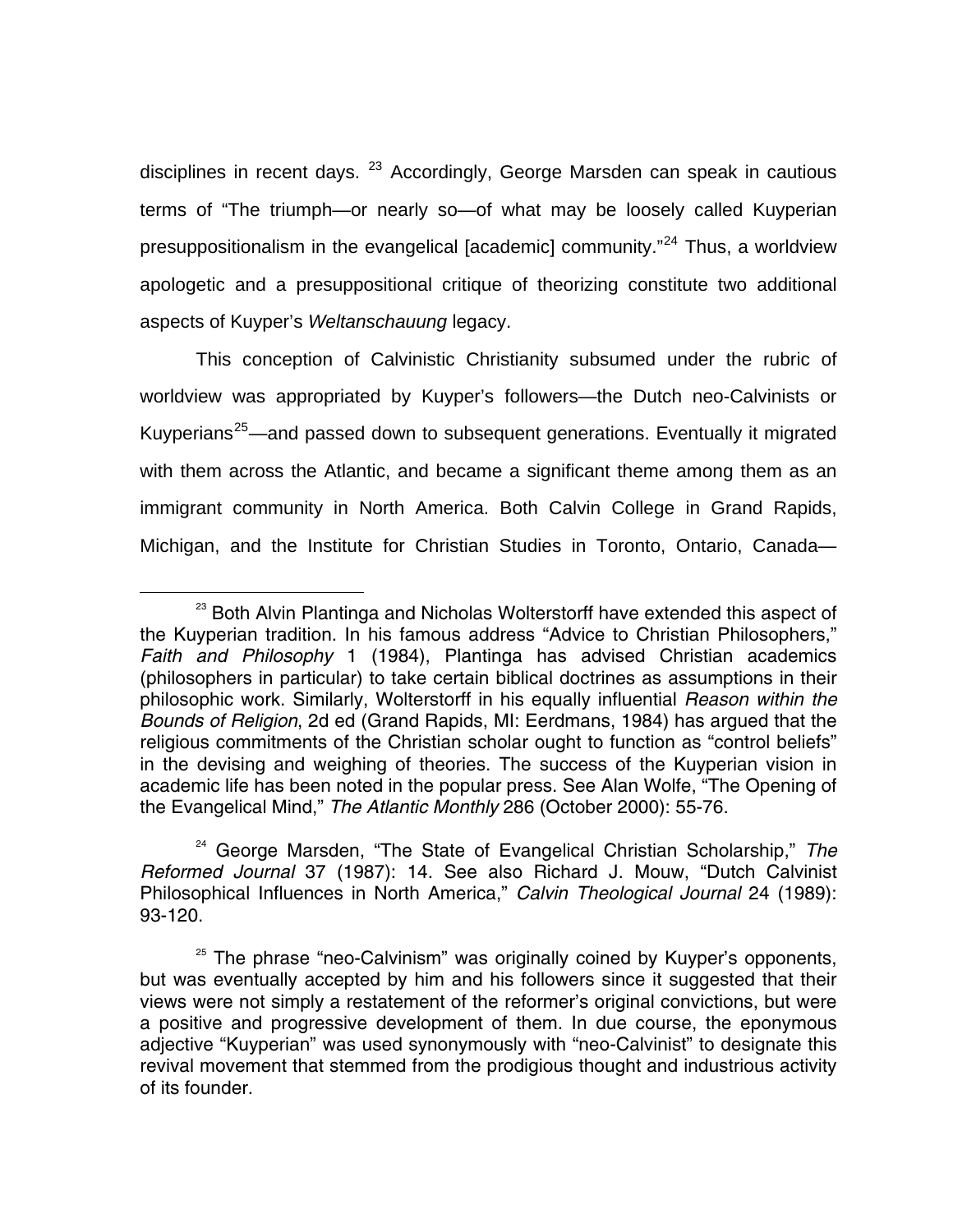disciplines in recent days. [23] Accordingly, George Marsden can speak in cautious terms of "The triumph—or nearly so—of what may be loosely called Kuyperian presuppositionalism in the evangelical [academic] community."[24] Thus, a worldview apologetic and a presuppositional critique of theorizing constitute two additional aspects of Kuyper's *Weltanschauung* legacy.

This conception of Calvinistic Christianity subsumed under the rubric of worldview was appropriated by Kuyper's followers—the Dutch neo-Calvinists or Kuyperians[25]—and passed down to subsequent generations. Eventually it migrated with them across the Atlantic, and became a significant theme among them as an immigrant community in North America. Both Calvin College in Grand Rapids, Michigan, and the Institute for Christian Studies in Toronto, Ontario, Canada—

---

[23] Both Alvin Plantinga and Nicholas Wolterstorff have extended this aspect of the Kuyperian tradition. In his famous address "Advice to Christian Philosophers," *Faith and Philosophy* 1 (1984), Plantinga has advised Christian academics (philosophers in particular) to take certain biblical doctrines as assumptions in their philosophic work. Similarly, Wolterstorff in his equally influential *Reason within the Bounds of Religion*, 2d ed (Grand Rapids, MI: Eerdmans, 1984) has argued that the religious commitments of the Christian scholar ought to function as "control beliefs" in the devising and weighing of theories. The success of the Kuyperian vision in academic life has been noted in the popular press. See Alan Wolfe, "The Opening of the Evangelical Mind," *The Atlantic Monthly* 286 (October 2000): 55-76.

[24] George Marsden, "The State of Evangelical Christian Scholarship," *The Reformed Journal* 37 (1987): 14. See also Richard J. Mouw, "Dutch Calvinist Philosophical Influences in North America," *Calvin Theological Journal* 24 (1989): 93-120.

[25] The phrase "neo-Calvinism" was originally coined by Kuyper's opponents, but was eventually accepted by him and his followers since it suggested that their views were not simply a restatement of the reformer's original convictions, but were a positive and progressive development of them. In due course, the eponymous adjective "Kuyperian" was used synonymously with "neo-Calvinist" to designate this revival movement that stemmed from the prodigious thought and industrious activity of its founder.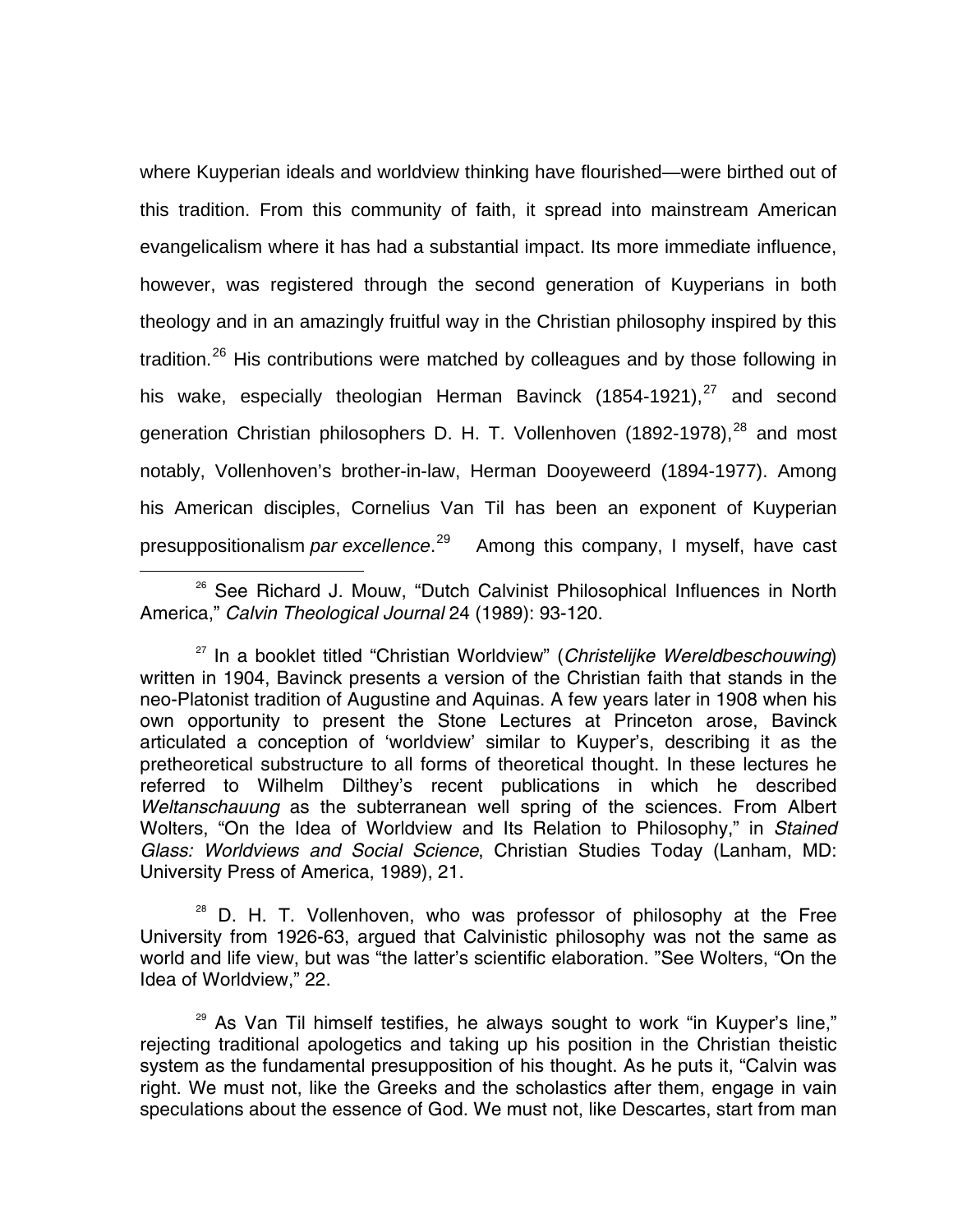where Kuyperian ideals and worldview thinking have flourished—were birthed out of this tradition. From this community of faith, it spread into mainstream American evangelicalism where it has had a substantial impact. Its more immediate influence, however, was registered through the second generation of Kuyperians in both theology and in an amazingly fruitful way in the Christian philosophy inspired by this tradition.[26] His contributions were matched by colleagues and by those following in his wake, especially theologian Herman Bavinck (1854-1921),[27] and second generation Christian philosophers D. H. T. Vollenhoven (1892-1978),[28] and most notably, Vollenhoven's brother-in-law, Herman Dooyeweerd (1894-1977). Among his American disciples, Cornelius Van Til has been an exponent of Kuyperian presuppositionalism *par excellence*.[29] Among this company, I myself, have cast

[26] See Richard J. Mouw, "Dutch Calvinist Philosophical Influences in North America," *Calvin Theological Journal* 24 (1989): 93-120.

[27] In a booklet titled "Christian Worldview" (*Christelijke Wereldbeschouwing*) written in 1904, Bavinck presents a version of the Christian faith that stands in the neo-Platonist tradition of Augustine and Aquinas. A few years later in 1908 when his own opportunity to present the Stone Lectures at Princeton arose, Bavinck articulated a conception of 'worldview' similar to Kuyper's, describing it as the pretheoretical substructure to all forms of theoretical thought. In these lectures he referred to Wilhelm Dilthey's recent publications in which he described *Weltanschauung* as the subterranean well spring of the sciences. From Albert Wolters, "On the Idea of Worldview and Its Relation to Philosophy," in *Stained Glass: Worldviews and Social Science*, Christian Studies Today (Lanham, MD: University Press of America, 1989), 21.

[28] D. H. T. Vollenhoven, who was professor of philosophy at the Free University from 1926-63, argued that Calvinistic philosophy was not the same as world and life view, but was "the latter's scientific elaboration. "See Wolters, "On the Idea of Worldview," 22.

[29] As Van Til himself testifies, he always sought to work "in Kuyper's line," rejecting traditional apologetics and taking up his position in the Christian theistic system as the fundamental presupposition of his thought. As he puts it, "Calvin was right. We must not, like the Greeks and the scholastics after them, engage in vain speculations about the essence of God. We must not, like Descartes, start from man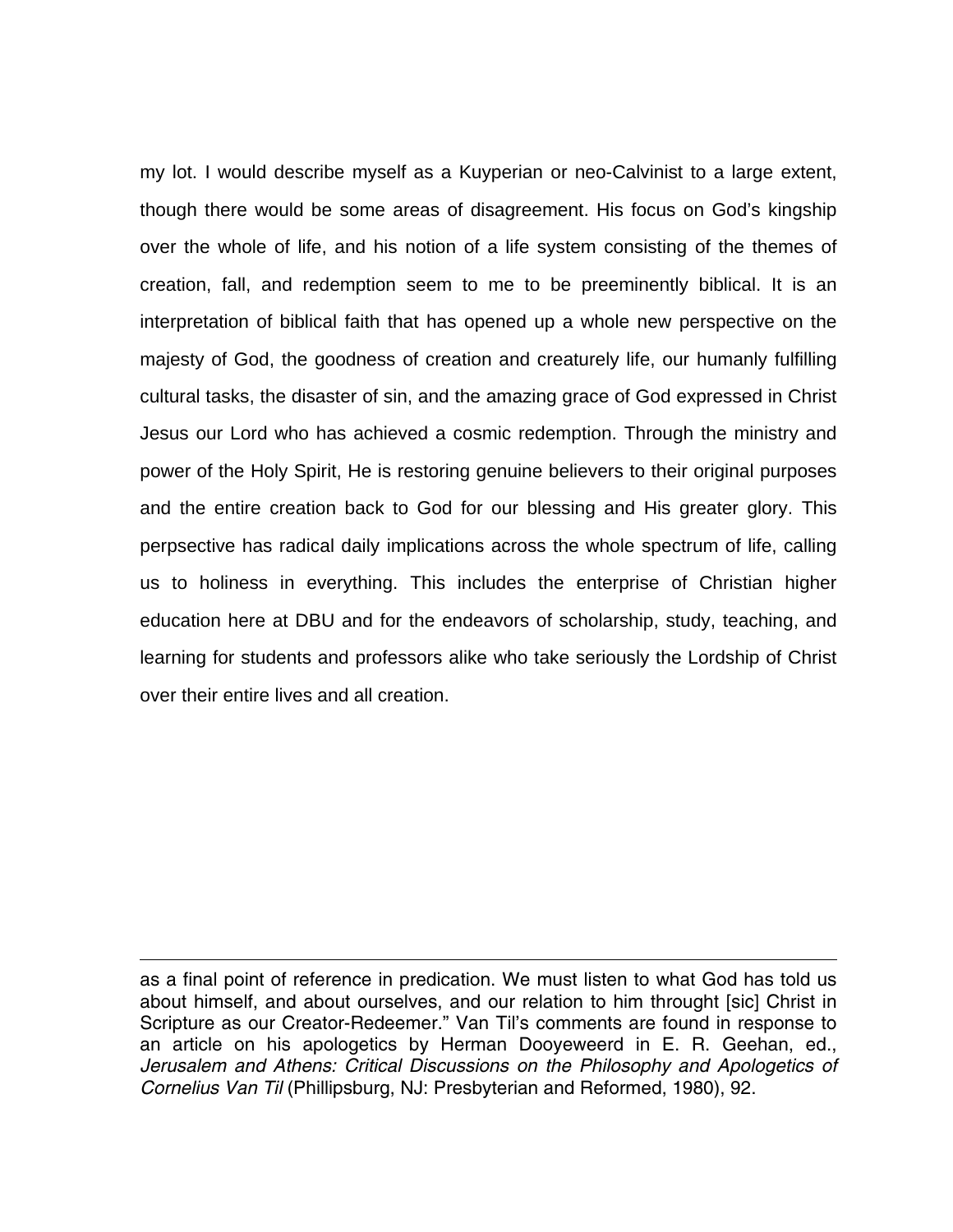my lot. I would describe myself as a Kuyperian or neo-Calvinist to a large extent, though there would be some areas of disagreement. His focus on God's kingship over the whole of life, and his notion of a life system consisting of the themes of creation, fall, and redemption seem to me to be preeminently biblical. It is an interpretation of biblical faith that has opened up a whole new perspective on the majesty of God, the goodness of creation and creaturely life, our humanly fulfilling cultural tasks, the disaster of sin, and the amazing grace of God expressed in Christ Jesus our Lord who has achieved a cosmic redemption. Through the ministry and power of the Holy Spirit, He is restoring genuine believers to their original purposes and the entire creation back to God for our blessing and His greater glory. This perpsective has radical daily implications across the whole spectrum of life, calling us to holiness in everything. This includes the enterprise of Christian higher education here at DBU and for the endeavors of scholarship, study, teaching, and learning for students and professors alike who take seriously the Lordship of Christ over their entire lives and all creation.

---

as a final point of reference in predication. We must listen to what God has told us about himself, and about ourselves, and our relation to him throught [sic] Christ in Scripture as our Creator-Redeemer." Van Til's comments are found in response to an article on his apologetics by Herman Dooyeweerd in E. R. Geehan, ed., *Jerusalem and Athens: Critical Discussions on the Philosophy and Apologetics of Cornelius Van Til* (Phillipsburg, NJ: Presbyterian and Reformed, 1980), 92.